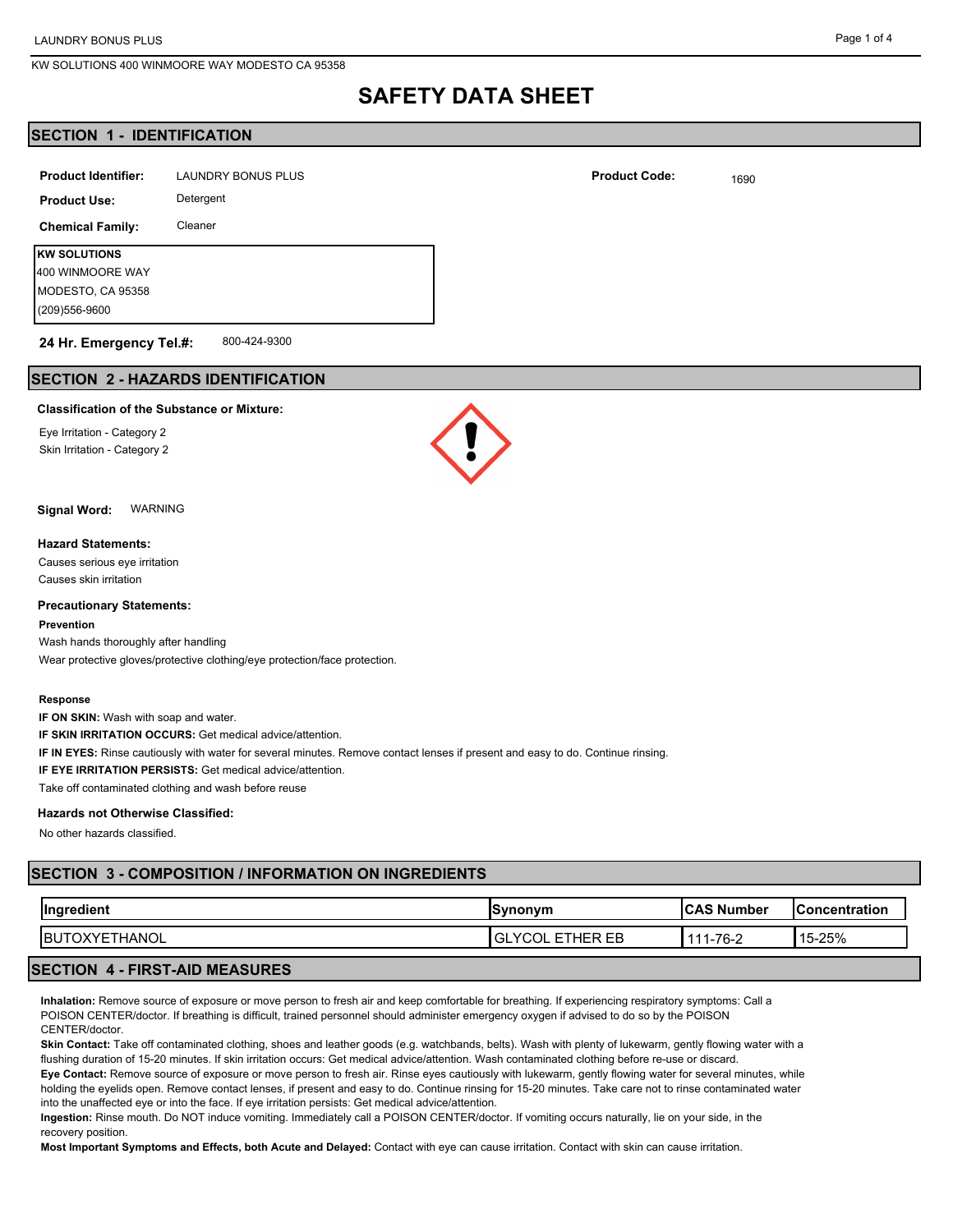# SAFETY DATA SHEET

## SECTION 1 - IDENTIFICATION

**Product Identifier:** LAUNDRY BONUS PLUS

**Product Code:** 1690

**Product Use:** Detergent

**Chemical Family:** Cleaner

**KW SOLUTIONS**
400 WINMOORE WAY
MODESTO, CA 95358
(209)556-9600

**24 Hr. Emergency Tel.#:** 800-424-9300

## SECTION 2 - HAZARDS IDENTIFICATION

**Classification of the Substance or Mixture:**

Eye Irritation - Category 2
Skin Irritation - Category 2

**Signal Word:** WARNING

**Hazard Statements:**

Causes serious eye irritation
Causes skin irritation

**Precautionary Statements:**

**Prevention**

Wash hands thoroughly after handling
Wear protective gloves/protective clothing/eye protection/face protection.

**Response**

**IF ON SKIN:** Wash with soap and water.
**IF SKIN IRRITATION OCCURS:** Get medical advice/attention.
**IF IN EYES:** Rinse cautiously with water for several minutes. Remove contact lenses if present and easy to do. Continue rinsing.
**IF EYE IRRITATION PERSISTS:** Get medical advice/attention.
Take off contaminated clothing and wash before reuse

**Hazards not Otherwise Classified:**

No other hazards classified.

## SECTION 3 - COMPOSITION / INFORMATION ON INGREDIENTS

| Ingredient | Synonym | CAS Number | Concentration |
| --- | --- | --- | --- |
| BUTOXYETHANOL | GLYCOL ETHER EB | 111-76-2 | 15-25% |

## SECTION 4 - FIRST-AID MEASURES

**Inhalation:** Remove source of exposure or move person to fresh air and keep comfortable for breathing. If experiencing respiratory symptoms: Call a POISON CENTER/doctor. If breathing is difficult, trained personnel should administer emergency oxygen if advised to do so by the POISON CENTER/doctor.

**Skin Contact:** Take off contaminated clothing, shoes and leather goods (e.g. watchbands, belts). Wash with plenty of lukewarm, gently flowing water with a flushing duration of 15-20 minutes. If skin irritation occurs: Get medical advice/attention. Wash contaminated clothing before re-use or discard.

**Eye Contact:** Remove source of exposure or move person to fresh air. Rinse eyes cautiously with lukewarm, gently flowing water for several minutes, while holding the eyelids open. Remove contact lenses, if present and easy to do. Continue rinsing for 15-20 minutes. Take care not to rinse contaminated water into the unaffected eye or into the face. If eye irritation persists: Get medical advice/attention.

**Ingestion:** Rinse mouth. Do NOT induce vomiting. Immediately call a POISON CENTER/doctor. If vomiting occurs naturally, lie on your side, in the recovery position.

**Most Important Symptoms and Effects, both Acute and Delayed:** Contact with eye can cause irritation. Contact with skin can cause irritation.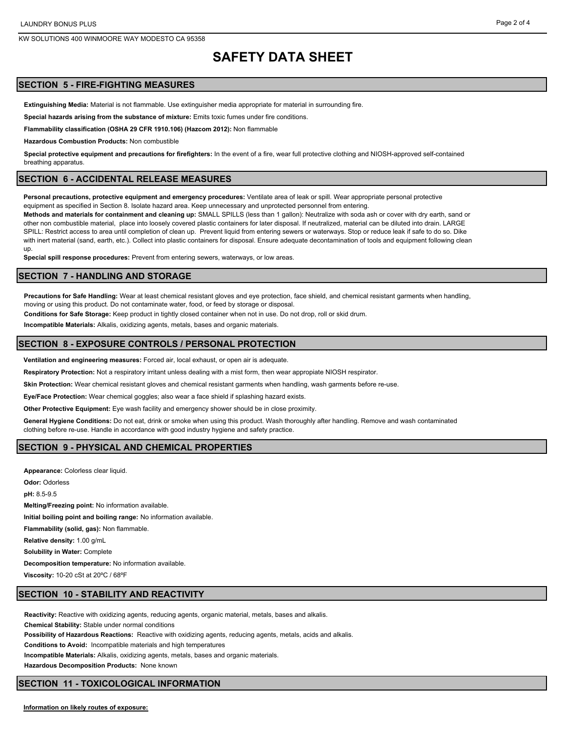## SAFETY DATA SHEET

## SECTION 5 - FIRE-FIGHTING MEASURES

**Extinguishing Media:** Material is not flammable. Use extinguisher media appropriate for material in surrounding fire.

**Special hazards arising from the substance of mixture:** Emits toxic fumes under fire conditions.

**Flammability classification (OSHA 29 CFR 1910.106) (Hazcom 2012):** Non flammable

**Hazardous Combustion Products:** Non combustible

**Special protective equipment and precautions for firefighters:** In the event of a fire, wear full protective clothing and NIOSH-approved self-contained breathing apparatus.

## SECTION 6 - ACCIDENTAL RELEASE MEASURES

**Personal precautions, protective equipment and emergency procedures:** Ventilate area of leak or spill. Wear appropriate personal protective equipment as specified in Section 8. Isolate hazard area. Keep unnecessary and unprotected personnel from entering.
**Methods and materials for containment and cleaning up:** SMALL SPILLS (less than 1 gallon): Neutralize with soda ash or cover with dry earth, sand or other non combustible material, place into loosely covered plastic containers for later disposal. If neutralized, material can be diluted into drain. LARGE SPILL: Restrict access to area until completion of clean up. Prevent liquid from entering sewers or waterways. Stop or reduce leak if safe to do so. Dike with inert material (sand, earth, etc.). Collect into plastic containers for disposal. Ensure adequate decontamination of tools and equipment following clean up.
**Special spill response procedures:** Prevent from entering sewers, waterways, or low areas.

## SECTION 7 - HANDLING AND STORAGE

**Precautions for Safe Handling:** Wear at least chemical resistant gloves and eye protection, face shield, and chemical resistant garments when handling, moving or using this product. Do not contaminate water, food, or feed by storage or disposal.

**Conditions for Safe Storage:** Keep product in tightly closed container when not in use. Do not drop, roll or skid drum.

**Incompatible Materials:** Alkalis, oxidizing agents, metals, bases and organic materials.

## SECTION 8 - EXPOSURE CONTROLS / PERSONAL PROTECTION

**Ventilation and engineering measures:** Forced air, local exhaust, or open air is adequate.

**Respiratory Protection:** Not a respiratory irritant unless dealing with a mist form, then wear appropiate NIOSH respirator.

**Skin Protection:** Wear chemical resistant gloves and chemical resistant garments when handling, wash garments before re-use.

**Eye/Face Protection:** Wear chemical goggles; also wear a face shield if splashing hazard exists.

**Other Protective Equipment:** Eye wash facility and emergency shower should be in close proximity.

**General Hygiene Conditions:** Do not eat, drink or smoke when using this product. Wash thoroughly after handling. Remove and wash contaminated clothing before re-use. Handle in accordance with good industry hygiene and safety practice.

## SECTION 9 - PHYSICAL AND CHEMICAL PROPERTIES

**Appearance:** Colorless clear liquid.

**Odor:** Odorless

**pH:** 8.5-9.5

**Melting/Freezing point:** No information available.

**Initial boiling point and boiling range:** No information available.

**Flammability (solid, gas):** Non flammable.

**Relative density:** 1.00 g/mL

**Solubility in Water:** Complete

**Decomposition temperature:** No information available.

**Viscosity:** 10-20 cSt at 20ºC / 68ºF

## SECTION 10 - STABILITY AND REACTIVITY

**Reactivity:** Reactive with oxidizing agents, reducing agents, organic material, metals, bases and alkalis.

**Chemical Stability:** Stable under normal conditions

**Possibility of Hazardous Reactions:** Reactive with oxidizing agents, reducing agents, metals, acids and alkalis.

**Conditions to Avoid:** Incompatible materials and high temperatures

**Incompatible Materials:** Alkalis, oxidizing agents, metals, bases and organic materials.

**Hazardous Decomposition Products:** None known

## SECTION 11 - TOXICOLOGICAL INFORMATION

**Information on likely routes of exposure:**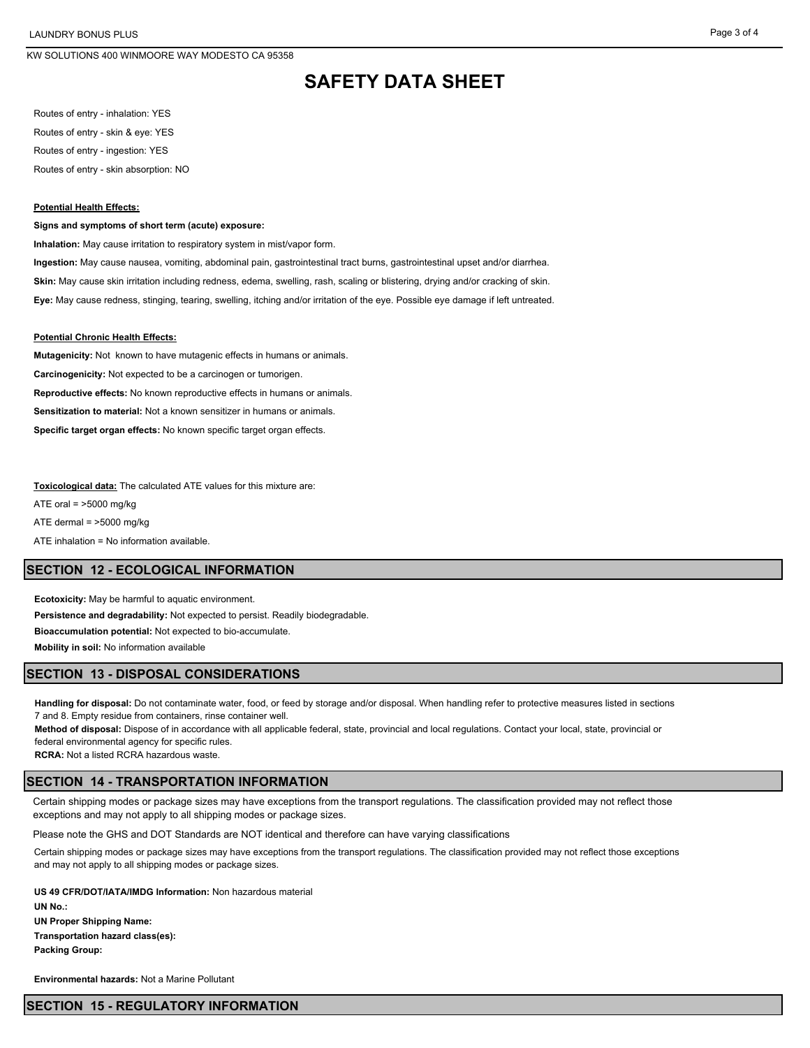Routes of entry - inhalation: YES

Routes of entry - skin & eye: YES

Routes of entry - ingestion: YES

Routes of entry - skin absorption: NO

**Potential Health Effects:**

**Signs and symptoms of short term (acute) exposure:**

**Inhalation:** May cause irritation to respiratory system in mist/vapor form.

**Ingestion:** May cause nausea, vomiting, abdominal pain, gastrointestinal tract burns, gastrointestinal upset and/or diarrhea.

**Skin:** May cause skin irritation including redness, edema, swelling, rash, scaling or blistering, drying and/or cracking of skin.

**Eye:** May cause redness, stinging, tearing, swelling, itching and/or irritation of the eye. Possible eye damage if left untreated.

**Potential Chronic Health Effects:**

**Mutagenicity:** Not known to have mutagenic effects in humans or animals.

**Carcinogenicity:** Not expected to be a carcinogen or tumorigen.

**Reproductive effects:** No known reproductive effects in humans or animals.

**Sensitization to material:** Not a known sensitizer in humans or animals.

**Specific target organ effects:** No known specific target organ effects.

**Toxicological data:** The calculated ATE values for this mixture are:

ATE oral = >5000 mg/kg

ATE dermal = >5000 mg/kg

ATE inhalation = No information available.

## SECTION 12 - ECOLOGICAL INFORMATION

**Ecotoxicity:** May be harmful to aquatic environment.

**Persistence and degradability:** Not expected to persist. Readily biodegradable.

**Bioaccumulation potential:** Not expected to bio-accumulate.

**Mobility in soil:** No information available

## SECTION 13 - DISPOSAL CONSIDERATIONS

**Handling for disposal:** Do not contaminate water, food, or feed by storage and/or disposal. When handling refer to protective measures listed in sections 7 and 8. Empty residue from containers, rinse container well.

**Method of disposal:** Dispose of in accordance with all applicable federal, state, provincial and local regulations. Contact your local, state, provincial or federal environmental agency for specific rules.

**RCRA:** Not a listed RCRA hazardous waste.

## SECTION 14 - TRANSPORTATION INFORMATION

Certain shipping modes or package sizes may have exceptions from the transport regulations. The classification provided may not reflect those exceptions and may not apply to all shipping modes or package sizes.

Please note the GHS and DOT Standards are NOT identical and therefore can have varying classifications

Certain shipping modes or package sizes may have exceptions from the transport regulations. The classification provided may not reflect those exceptions and may not apply to all shipping modes or package sizes.

**US 49 CFR/DOT/IATA/IMDG Information:** Non hazardous material

**UN No.:**

**UN Proper Shipping Name:**

**Transportation hazard class(es):**

**Packing Group:**

**Environmental hazards:** Not a Marine Pollutant

## SECTION 15 - REGULATORY INFORMATION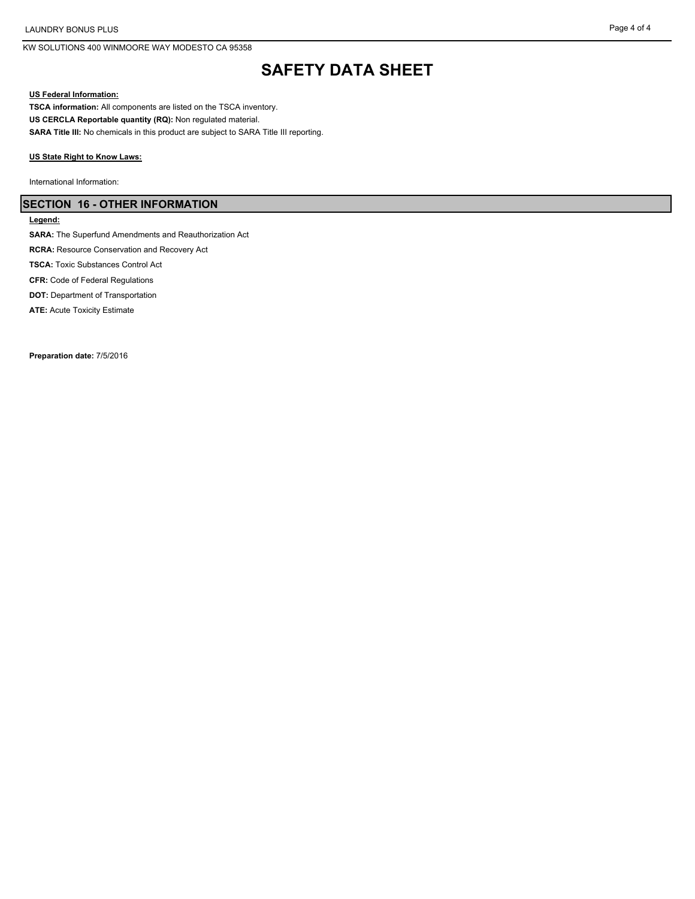# SAFETY DATA SHEET

**US Federal Information:**

**TSCA information:** All components are listed on the TSCA inventory.

**US CERCLA Reportable quantity (RQ):** Non regulated material.

**SARA Title III:** No chemicals in this product are subject to SARA Title III reporting.

**US State Right to Know Laws:**

International Information:

## SECTION 16 - OTHER INFORMATION

**Legend:**

**SARA:** The Superfund Amendments and Reauthorization Act

**RCRA:** Resource Conservation and Recovery Act

**TSCA:** Toxic Substances Control Act

**CFR:** Code of Federal Regulations

**DOT:** Department of Transportation

**ATE:** Acute Toxicity Estimate

**Preparation date:** 7/5/2016